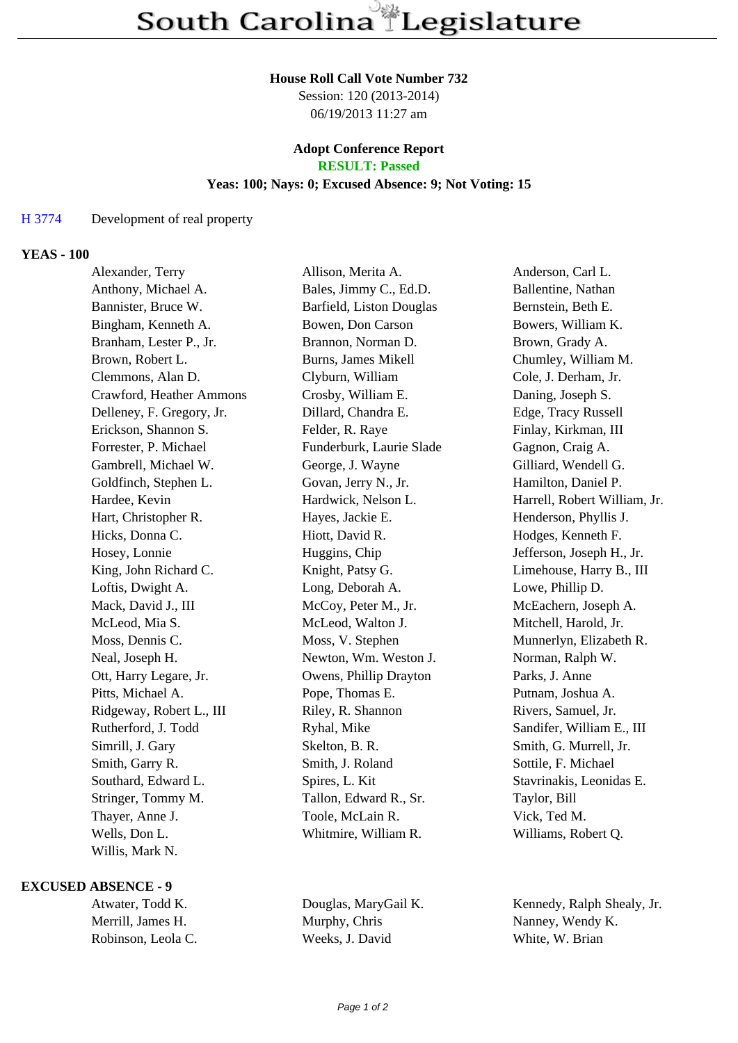# South Carolina Legislature

**House Roll Call Vote Number 732**
Session: 120 (2013-2014)
06/19/2013 11:27 am

**Adopt Conference Report**
**RESULT: Passed**
**Yeas: 100; Nays: 0; Excused Absence: 9; Not Voting: 15**

H 3774 Development of real property

## YEAS - 100

| | | |
|---|---|---|
| Alexander, Terry | Allison, Merita A. | Anderson, Carl L. |
| Anthony, Michael A. | Bales, Jimmy C., Ed.D. | Ballentine, Nathan |
| Bannister, Bruce W. | Barfield, Liston Douglas | Bernstein, Beth E. |
| Bingham, Kenneth A. | Bowen, Don Carson | Bowers, William K. |
| Branham, Lester P., Jr. | Brannon, Norman D. | Brown, Grady A. |
| Brown, Robert L. | Burns, James Mikell | Chumley, William M. |
| Clemmons, Alan D. | Clyburn, William | Cole, J. Derham, Jr. |
| Crawford, Heather Ammons | Crosby, William E. | Daning, Joseph S. |
| Delleney, F. Gregory, Jr. | Dillard, Chandra E. | Edge, Tracy Russell |
| Erickson, Shannon S. | Felder, R. Raye | Finlay, Kirkman, III |
| Forrester, P. Michael | Funderburk, Laurie Slade | Gagnon, Craig A. |
| Gambrell, Michael W. | George, J. Wayne | Gilliard, Wendell G. |
| Goldfinch, Stephen L. | Govan, Jerry N., Jr. | Hamilton, Daniel P. |
| Hardee, Kevin | Hardwick, Nelson L. | Harrell, Robert William, Jr. |
| Hart, Christopher R. | Hayes, Jackie E. | Henderson, Phyllis J. |
| Hicks, Donna C. | Hiott, David R. | Hodges, Kenneth F. |
| Hosey, Lonnie | Huggins, Chip | Jefferson, Joseph H., Jr. |
| King, John Richard C. | Knight, Patsy G. | Limehouse, Harry B., III |
| Loftis, Dwight A. | Long, Deborah A. | Lowe, Phillip D. |
| Mack, David J., III | McCoy, Peter M., Jr. | McEachern, Joseph A. |
| McLeod, Mia S. | McLeod, Walton J. | Mitchell, Harold, Jr. |
| Moss, Dennis C. | Moss, V. Stephen | Munnerlyn, Elizabeth R. |
| Neal, Joseph H. | Newton, Wm. Weston J. | Norman, Ralph W. |
| Ott, Harry Legare, Jr. | Owens, Phillip Drayton | Parks, J. Anne |
| Pitts, Michael A. | Pope, Thomas E. | Putnam, Joshua A. |
| Ridgeway, Robert L., III | Riley, R. Shannon | Rivers, Samuel, Jr. |
| Rutherford, J. Todd | Ryhal, Mike | Sandifer, William E., III |
| Simrill, J. Gary | Skelton, B. R. | Smith, G. Murrell, Jr. |
| Smith, Garry R. | Smith, J. Roland | Sottile, F. Michael |
| Southard, Edward L. | Spires, L. Kit | Stavrinakis, Leonidas E. |
| Stringer, Tommy M. | Tallon, Edward R., Sr. | Taylor, Bill |
| Thayer, Anne J. | Toole, McLain R. | Vick, Ted M. |
| Wells, Don L. | Whitmire, William R. | Williams, Robert Q. |
| Willis, Mark N. | | |

## EXCUSED ABSENCE - 9

| | | |
|---|---|---|
| Atwater, Todd K. | Douglas, MaryGail K. | Kennedy, Ralph Shealy, Jr. |
| Merrill, James H. | Murphy, Chris | Nanney, Wendy K. |
| Robinson, Leola C. | Weeks, J. David | White, W. Brian |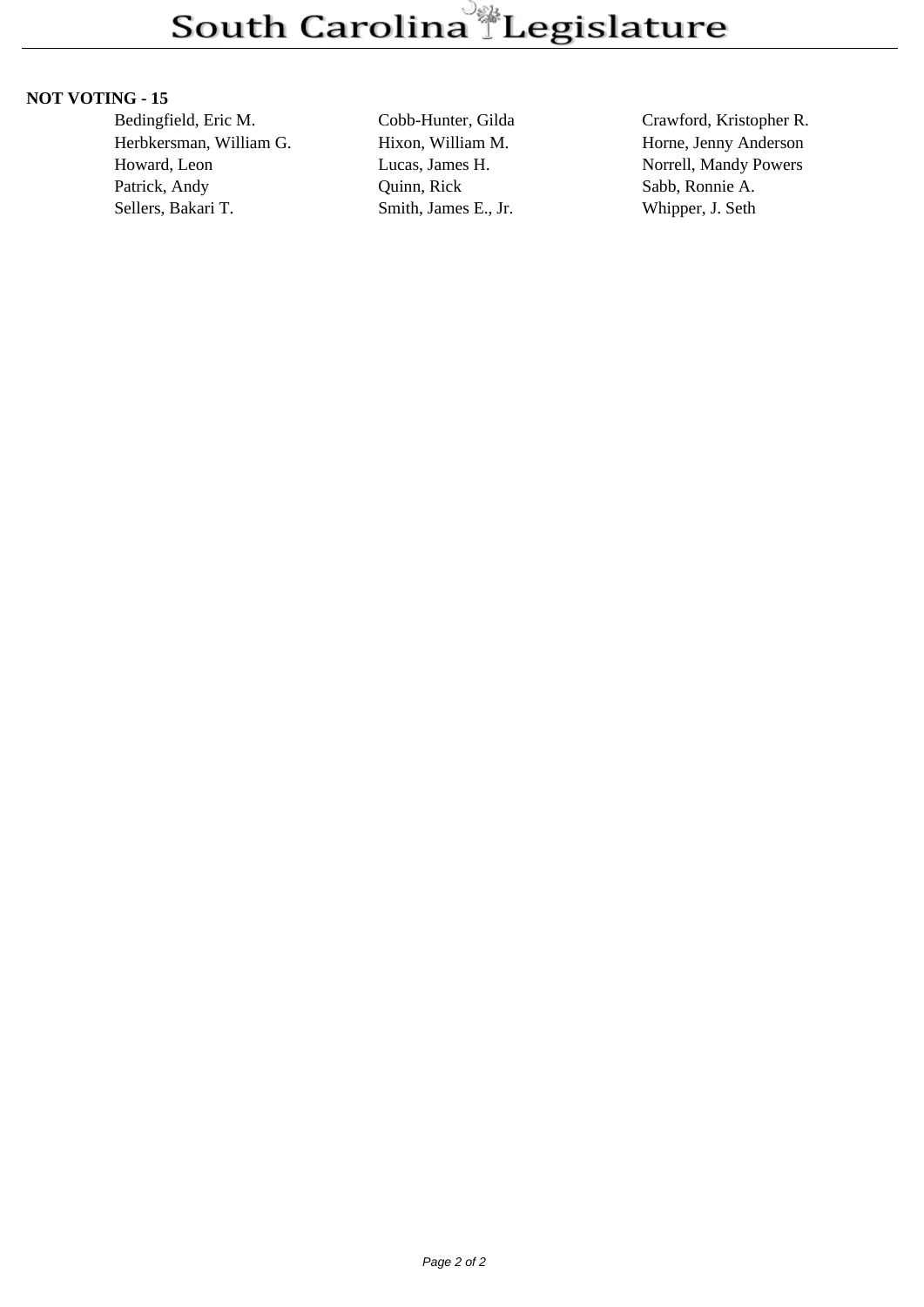**NOT VOTING - 15**

| | | |
|---|---|---|
| Bedingfield, Eric M. | Cobb-Hunter, Gilda | Crawford, Kristopher R. |
| Herbkersman, William G. | Hixon, William M. | Horne, Jenny Anderson |
| Howard, Leon | Lucas, James H. | Norrell, Mandy Powers |
| Patrick, Andy | Quinn, Rick | Sabb, Ronnie A. |
| Sellers, Bakari T. | Smith, James E., Jr. | Whipper, J. Seth |